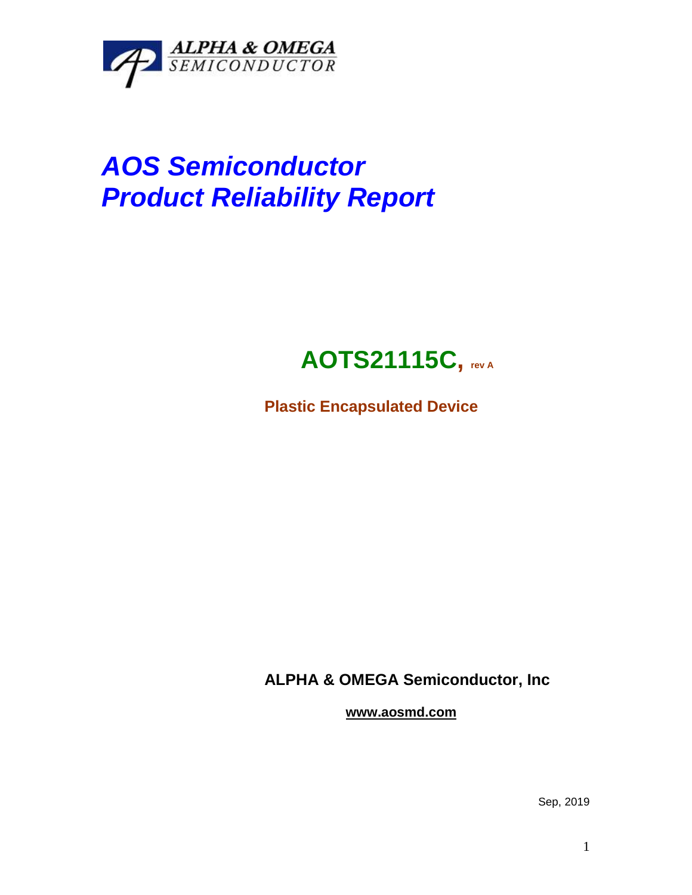ALPHA & OMEGA
SEMICONDUCTOR

# *AOS Semiconductor*
# *Product Reliability Report*

## **AOTS21115C, rev A**

**Plastic Encapsulated Device**

**ALPHA & OMEGA Semiconductor, Inc**

**www.aosmd.com**

Sep, 2019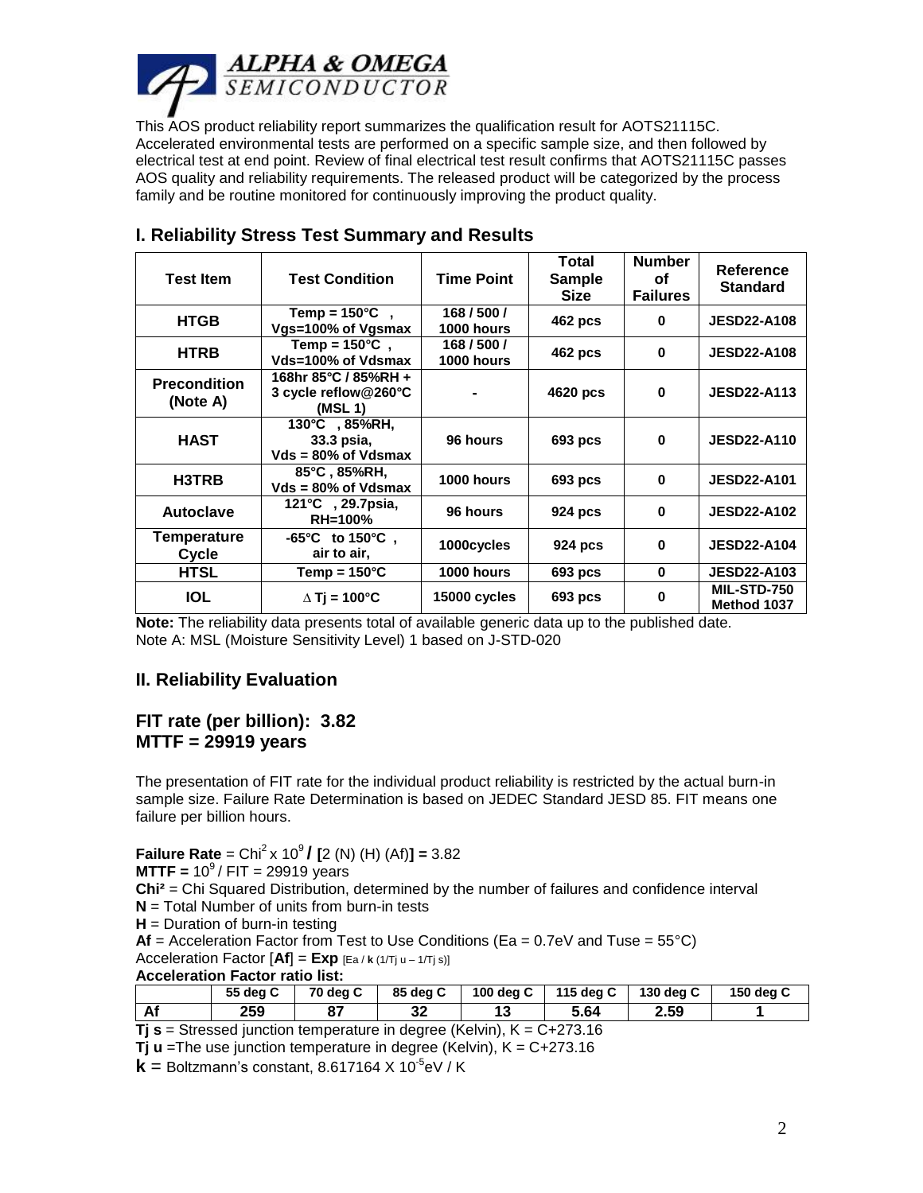ALPHA & OMEGA SEMICONDUCTOR

This AOS product reliability report summarizes the qualification result for AOTS21115C. Accelerated environmental tests are performed on a specific sample size, and then followed by electrical test at end point. Review of final electrical test result confirms that AOTS21115C passes AOS quality and reliability requirements. The released product will be categorized by the process family and be routine monitored for continuously improving the product quality.

## I. Reliability Stress Test Summary and Results

| Test Item | Test Condition | Time Point | Total Sample Size | Number of Failures | Reference Standard |
|---|---|---|---|---|---|
| HTGB | Temp = 150°C , Vgs=100% of Vgsmax | 168 / 500 / 1000 hours | 462 pcs | 0 | JESD22-A108 |
| HTRB | Temp = 150°C , Vds=100% of Vdsmax | 168 / 500 / 1000 hours | 462 pcs | 0 | JESD22-A108 |
| Precondition (Note A) | 168hr 85°C / 85%RH + 3 cycle reflow@260°C (MSL 1) | - | 4620 pcs | 0 | JESD22-A113 |
| HAST | 130°C , 85%RH, 33.3 psia, Vds = 80% of Vdsmax | 96 hours | 693 pcs | 0 | JESD22-A110 |
| H3TRB | 85°C , 85%RH, Vds = 80% of Vdsmax | 1000 hours | 693 pcs | 0 | JESD22-A101 |
| Autoclave | 121°C , 29.7psia, RH=100% | 96 hours | 924 pcs | 0 | JESD22-A102 |
| Temperature Cycle | -65°C to 150°C , air to air, | 1000cycles | 924 pcs | 0 | JESD22-A104 |
| HTSL | Temp = 150°C | 1000 hours | 693 pcs | 0 | JESD22-A103 |
| IOL | $\Delta$ Tj = 100°C | 15000 cycles | 693 pcs | 0 | MIL-STD-750 Method 1037 |

**Note:** The reliability data presents total of available generic data up to the published date.
Note A: MSL (Moisture Sensitivity Level) 1 based on J-STD-020

## II. Reliability Evaluation

### FIT rate (per billion): 3.82
### MTTF = 29919 years

The presentation of FIT rate for the individual product reliability is restricted by the actual burn-in sample size. Failure Rate Determination is based on JEDEC Standard JESD 85. FIT means one failure per billion hours.

**Failure Rate** = $Chi^2 \times 10^9$ **/ [**2 (N) (H) (Af)**] =** 3.82

**MTTF =** $10^9$ / FIT = 29919 years

**Chi²** = Chi Squared Distribution, determined by the number of failures and confidence interval

**N** = Total Number of units from burn-in tests

**H** = Duration of burn-in testing

**Af** = Acceleration Factor from Test to Use Conditions (Ea = 0.7eV and Tuse = 55°C)

Acceleration Factor [**Af**] = **Exp** [Ea / **k** (1/Tj u – 1/Tj s)]

**Acceleration Factor ratio list:**

| | 55 deg C | 70 deg C | 85 deg C | 100 deg C | 115 deg C | 130 deg C | 150 deg C |
|---|---|---|---|---|---|---|---|
| Af | 259 | 87 | 32 | 13 | 5.64 | 2.59 | 1 |

**Tj s** = Stressed junction temperature in degree (Kelvin), K = C+273.16

**Tj u** =The use junction temperature in degree (Kelvin), K = C+273.16

**k** = Boltzmann's constant, 8.617164 X $10^{-5}$eV / K